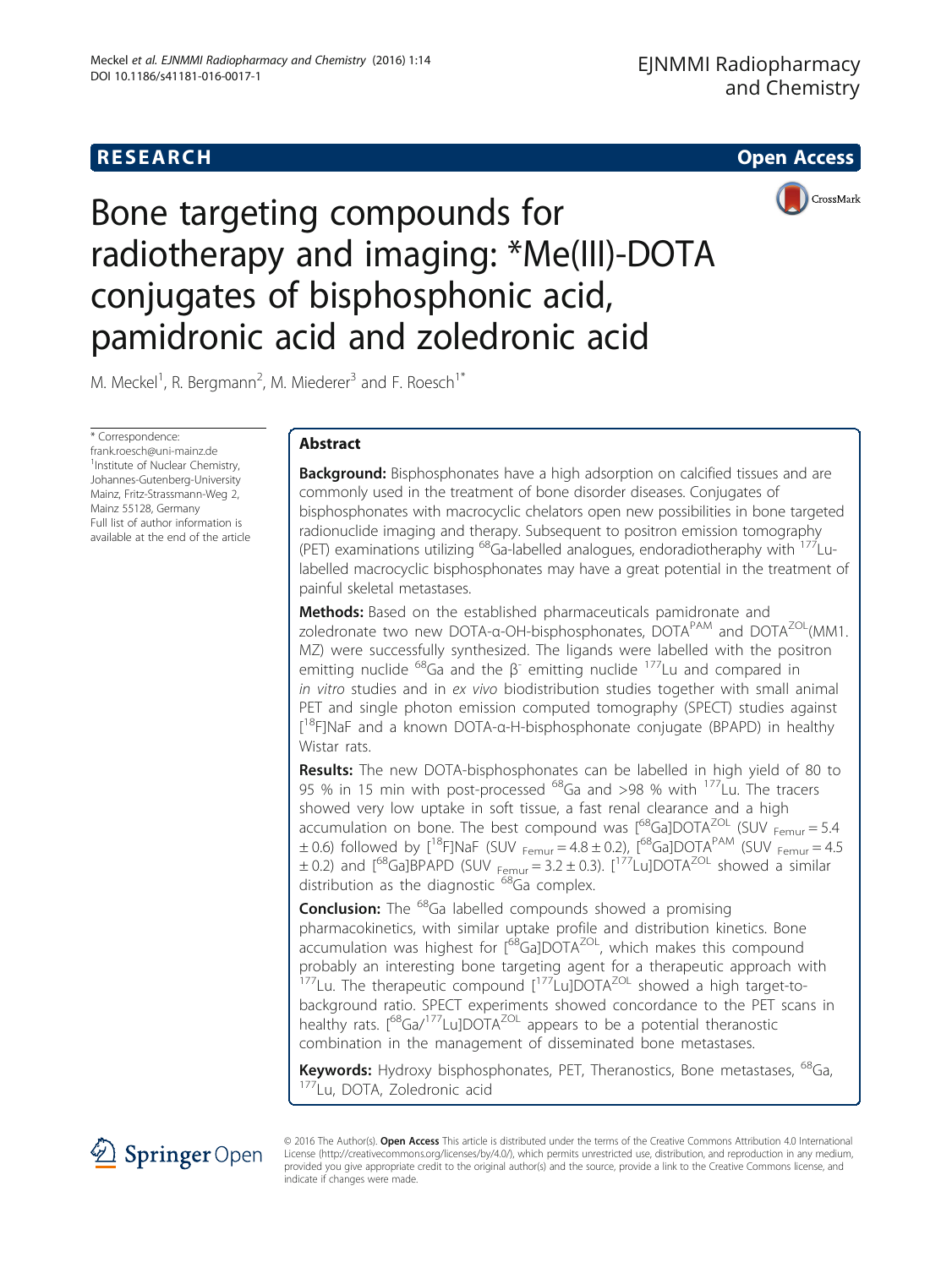RESEARCH Open Access

# Bone targeting compounds for radiotherapy and imaging: *Me(III)-DOTA conjugates of bisphosphonic acid, pamidronic acid and zoledronic acid

M. Meckel[1], R. Bergmann[2], M. Miederer[3] and F. Roesch[1*]

\* Correspondence: frank.roesch@uni-mainz.de
[1]Institute of Nuclear Chemistry, Johannes-Gutenberg-University Mainz, Fritz-Strassmann-Weg 2, Mainz 55128, Germany
Full list of author information is available at the end of the article

## Abstract

**Background:** Bisphosphonates have a high adsorption on calcified tissues and are commonly used in the treatment of bone disorder diseases. Conjugates of bisphosphonates with macrocyclic chelators open new possibilities in bone targeted radionuclide imaging and therapy. Subsequent to positron emission tomography (PET) examinations utilizing $^{68}$Ga-labelled analogues, endoradiotherapy with $^{177}$Lu-labelled macrocyclic bisphosphonates may have a great potential in the treatment of painful skeletal metastases.

**Methods:** Based on the established pharmaceuticals pamidronate and zoledronate two new DOTA-α-OH-bisphosphonates, DOTA$^{PAM}$ and DOTA$^{ZOL}$(MM1.MZ) were successfully synthesized. The ligands were labelled with the positron emitting nuclide $^{68}$Ga and the β$^{-}$ emitting nuclide $^{177}$Lu and compared in *in vitro* studies and in *ex vivo* biodistribution studies together with small animal PET and single photon emission computed tomography (SPECT) studies against [$^{18}$F]NaF and a known DOTA-α-H-bisphosphonate conjugate (BPAPD) in healthy Wistar rats.

**Results:** The new DOTA-bisphosphonates can be labelled in high yield of 80 to 95 % in 15 min with post-processed $^{68}$Ga and >98 % with $^{177}$Lu. The tracers showed very low uptake in soft tissue, a fast renal clearance and a high accumulation on bone. The best compound was [$^{68}$Ga]DOTA$^{ZOL}$ (SUV $_{Femur}$ = 5.4 ± 0.6) followed by [$^{18}$F]NaF (SUV $_{Femur}$ = 4.8 ± 0.2), [$^{68}$Ga]DOTA$^{PAM}$ (SUV $_{Femur}$ = 4.5 ± 0.2) and [$^{68}$Ga]BPAPD (SUV $_{Femur}$ = 3.2 ± 0.3). [$^{177}$Lu]DOTA$^{ZOL}$ showed a similar distribution as the diagnostic $^{68}$Ga complex.

**Conclusion:** The $^{68}$Ga labelled compounds showed a promising pharmacokinetics, with similar uptake profile and distribution kinetics. Bone accumulation was highest for [$^{68}$Ga]DOTA$^{ZOL}$, which makes this compound probably an interesting bone targeting agent for a therapeutic approach with $^{177}$Lu. The therapeutic compound [$^{177}$Lu]DOTA$^{ZOL}$ showed a high target-to-background ratio. SPECT experiments showed concordance to the PET scans in healthy rats. [$^{68}$Ga/$^{177}$Lu]DOTA$^{ZOL}$ appears to be a potential theranostic combination in the management of disseminated bone metastases.

**Keywords:** Hydroxy bisphosphonates, PET, Theranostics, Bone metastases, $^{68}$Ga, $^{177}$Lu, DOTA, Zoledronic acid

© 2016 The Author(s). **Open Access** This article is distributed under the terms of the Creative Commons Attribution 4.0 International License (http://creativecommons.org/licenses/by/4.0/), which permits unrestricted use, distribution, and reproduction in any medium, provided you give appropriate credit to the original author(s) and the source, provide a link to the Creative Commons license, and indicate if changes were made.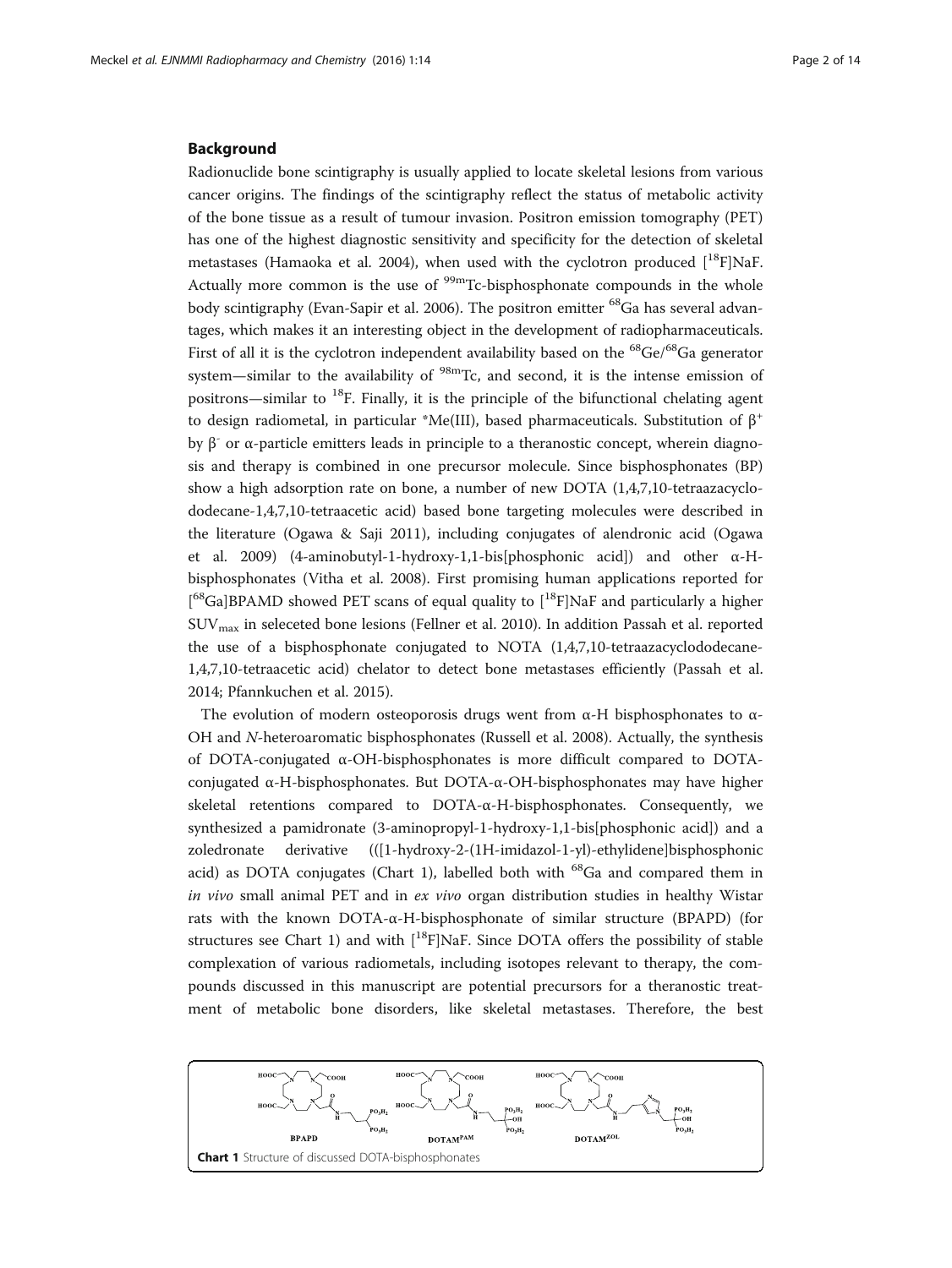## Background

Radionuclide bone scintigraphy is usually applied to locate skeletal lesions from various cancer origins. The findings of the scintigraphy reflect the status of metabolic activity of the bone tissue as a result of tumour invasion. Positron emission tomography (PET) has one of the highest diagnostic sensitivity and specificity for the detection of skeletal metastases (Hamaoka et al. 2004), when used with the cyclotron produced [$^{18}$F]NaF. Actually more common is the use of $^{99m}$Tc-bisphosphonate compounds in the whole body scintigraphy (Evan-Sapir et al. 2006). The positron emitter $^{68}$Ga has several advantages, which makes it an interesting object in the development of radiopharmaceuticals. First of all it is the cyclotron independent availability based on the $^{68}$Ge/$^{68}$Ga generator system—similar to the availability of $^{98m}$Tc, and second, it is the intense emission of positrons—similar to $^{18}$F. Finally, it is the principle of the bifunctional chelating agent to design radiometal, in particular *Me(III), based pharmaceuticals. Substitution of $\beta^+$ by $\beta^-$ or α-particle emitters leads in principle to a theranostic concept, wherein diagnosis and therapy is combined in one precursor molecule. Since bisphosphonates (BP) show a high adsorption rate on bone, a number of new DOTA (1,4,7,10-tetraazacyclododecane-1,4,7,10-tetraacetic acid) based bone targeting molecules were described in the literature (Ogawa & Saji 2011), including conjugates of alendronic acid (Ogawa et al. 2009) (4-aminobutyl-1-hydroxy-1,1-bis[phosphonic acid]) and other α-H-bisphosphonates (Vitha et al. 2008). First promising human applications reported for [$^{68}$Ga]BPAMD showed PET scans of equal quality to [$^{18}$F]NaF and particularly a higher $SUV_{max}$ in seleceted bone lesions (Fellner et al. 2010). In addition Passah et al. reported the use of a bisphosphonate conjugated to NOTA (1,4,7,10-tetraazacyclododecane-1,4,7,10-tetraacetic acid) chelator to detect bone metastases efficiently (Passah et al. 2014; Pfannkuchen et al. 2015).

The evolution of modern osteoporosis drugs went from α-H bisphosphonates to α-OH and *N*-heteroaromatic bisphosphonates (Russell et al. 2008). Actually, the synthesis of DOTA-conjugated α-OH-bisphosphonates is more difficult compared to DOTA-conjugated α-H-bisphosphonates. But DOTA-α-OH-bisphosphonates may have higher skeletal retentions compared to DOTA-α-H-bisphosphonates. Consequently, we synthesized a pamidronate (3-aminopropyl-1-hydroxy-1,1-bis[phosphonic acid]) and a zoledronate derivative (([1-hydroxy-2-(1H-imidazol-1-yl)-ethylidene]bisphosphonic acid) as DOTA conjugates (Chart 1), labelled both with $^{68}$Ga and compared them in *in vivo* small animal PET and in *ex vivo* organ distribution studies in healthy Wistar rats with the known DOTA-α-H-bisphosphonate of similar structure (BPAPD) (for structures see Chart 1) and with [$^{18}$F]NaF. Since DOTA offers the possibility of stable complexation of various radiometals, including isotopes relevant to therapy, the compounds discussed in this manuscript are potential precursors for a theranostic treatment of metabolic bone disorders, like skeletal metastases. Therefore, the best

BPAPD    DOTAM$^{PAM}$    DOTAM$^{ZOL}$

**Chart 1** Structure of discussed DOTA-bisphosphonates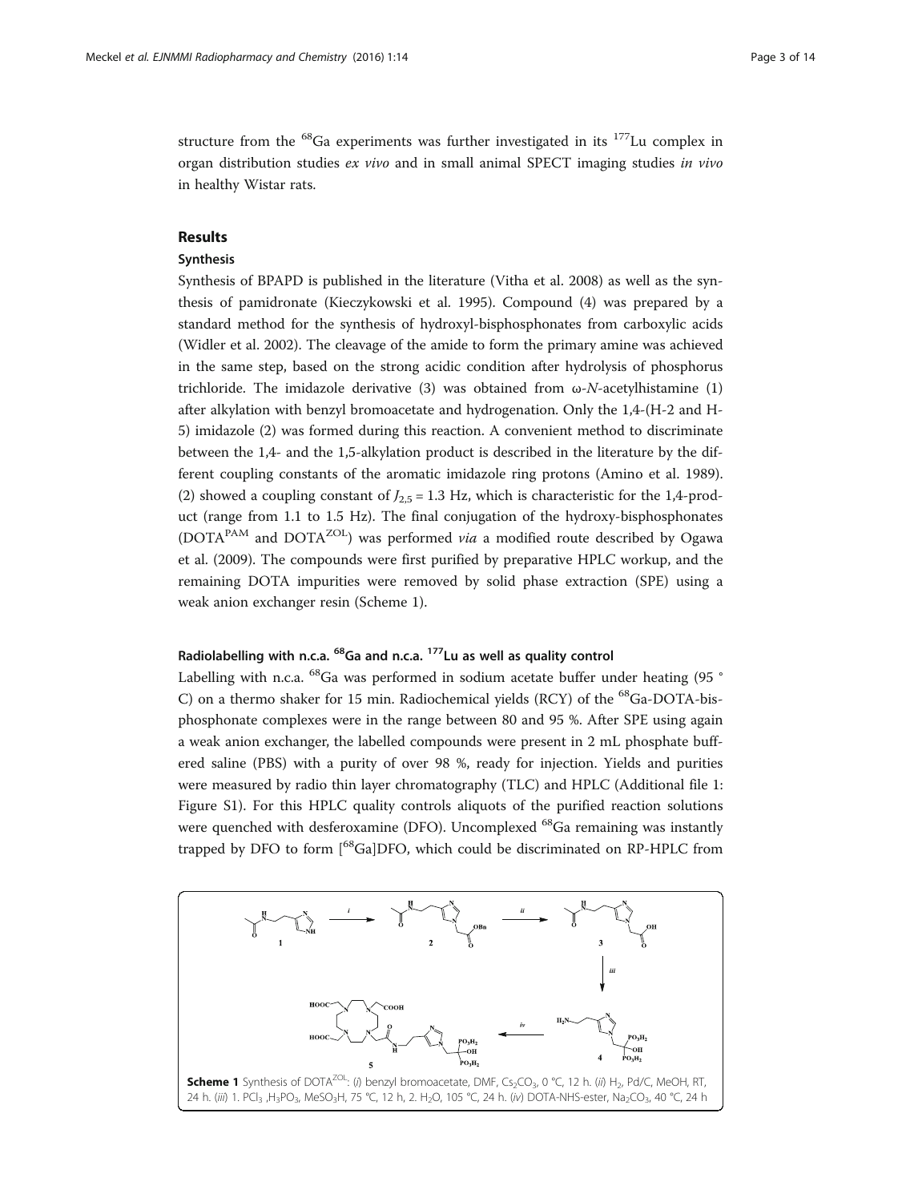structure from the $^{68}$Ga experiments was further investigated in its $^{177}$Lu complex in organ distribution studies *ex vivo* and in small animal SPECT imaging studies *in vivo* in healthy Wistar rats.

## Results

### Synthesis

Synthesis of BPAPD is published in the literature (Vitha et al. 2008) as well as the synthesis of pamidronate (Kieczykowski et al. 1995). Compound (4) was prepared by a standard method for the synthesis of hydroxyl-bisphosphonates from carboxylic acids (Widler et al. 2002). The cleavage of the amide to form the primary amine was achieved in the same step, based on the strong acidic condition after hydrolysis of phosphorus trichloride. The imidazole derivative (3) was obtained from ω-*N*-acetylhistamine (1) after alkylation with benzyl bromoacetate and hydrogenation. Only the 1,4-(H-2 and H-5) imidazole (2) was formed during this reaction. A convenient method to discriminate between the 1,4- and the 1,5-alkylation product is described in the literature by the different coupling constants of the aromatic imidazole ring protons (Amino et al. 1989). (2) showed a coupling constant of $J_{2,5}$ = 1.3 Hz, which is characteristic for the 1,4-product (range from 1.1 to 1.5 Hz). The final conjugation of the hydroxy-bisphosphonates (DOTA$^{PAM}$ and DOTA$^{ZOL}$) was performed *via* a modified route described by Ogawa et al. (2009). The compounds were first purified by preparative HPLC workup, and the remaining DOTA impurities were removed by solid phase extraction (SPE) using a weak anion exchanger resin (Scheme 1).

### Radiolabelling with n.c.a. $^{68}$Ga and n.c.a. $^{177}$Lu as well as quality control

Labelling with n.c.a. $^{68}$Ga was performed in sodium acetate buffer under heating (95 °C) on a thermo shaker for 15 min. Radiochemical yields (RCY) of the $^{68}$Ga-DOTA-bisphosphonate complexes were in the range between 80 and 95 %. After SPE using again a weak anion exchanger, the labelled compounds were present in 2 mL phosphate buffered saline (PBS) with a purity of over 98 %, ready for injection. Yields and purities were measured by radio thin layer chromatography (TLC) and HPLC (Additional file 1: Figure S1). For this HPLC quality controls aliquots of the purified reaction solutions were quenched with desferoxamine (DFO). Uncomplexed $^{68}$Ga remaining was instantly trapped by DFO to form [$^{68}$Ga]DFO, which could be discriminated on RP-HPLC from

**Scheme 1** Synthesis of DOTA$^{ZOL}$: (*i*) benzyl bromoacetate, DMF, $Cs_2CO_3$, 0 °C, 12 h. (*ii*) $H_2$, Pd/C, MeOH, RT, 24 h. (*iii*) 1. $PCl_3$, $H_3PO_3$, $MeSO_3H$, 75 °C, 12 h, 2. $H_2O$, 105 °C, 24 h. (*iv*) DOTA-NHS-ester, $Na_2CO_3$, 40 °C, 24 h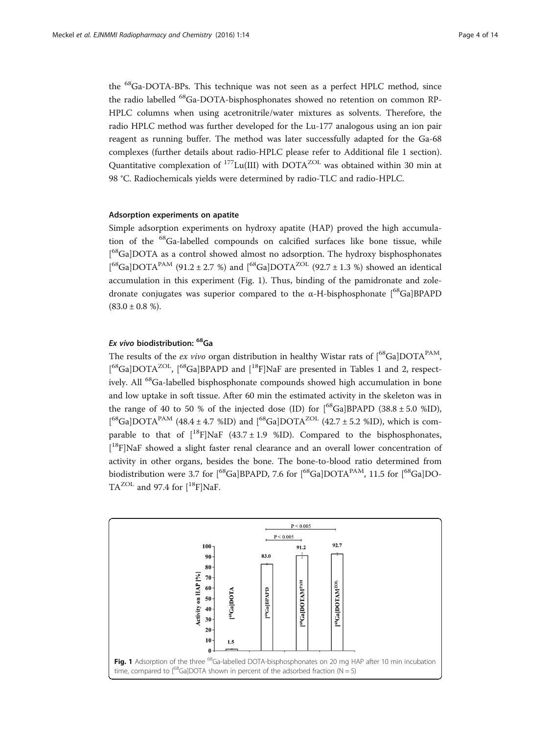the $^{68}$Ga-DOTA-BPs. This technique was not seen as a perfect HPLC method, since the radio labelled $^{68}$Ga-DOTA-bisphosphonates showed no retention on common RP-HPLC columns when using acetonitrile/water mixtures as solvents. Therefore, the radio HPLC method was further developed for the Lu-177 analogous using an ion pair reagent as running buffer. The method was later successfully adapted for the Ga-68 complexes (further details about radio-HPLC please refer to Additional file 1 section). Quantitative complexation of $^{177}$Lu(III) with DOTA$^{ZOL}$ was obtained within 30 min at 98 °C. Radiochemicals yields were determined by radio-TLC and radio-HPLC.

### Adsorption experiments on apatite

Simple adsorption experiments on hydroxy apatite (HAP) proved the high accumulation of the $^{68}$Ga-labelled compounds on calcified surfaces like bone tissue, while [$^{68}$Ga]DOTA as a control showed almost no adsorption. The hydroxy bisphosphonates [$^{68}$Ga]DOTA$^{PAM}$ (91.2 ± 2.7 %) and [$^{68}$Ga]DOTA$^{ZOL}$ (92.7 ± 1.3 %) showed an identical accumulation in this experiment (Fig. 1). Thus, binding of the pamidronate and zoledronate conjugates was superior compared to the α-H-bisphosphonate [$^{68}$Ga]BPAPD (83.0 ± 0.8 %).

### *Ex vivo* biodistribution: $^{68}$Ga

The results of the *ex vivo* organ distribution in healthy Wistar rats of [$^{68}$Ga]DOTA$^{PAM}$, [$^{68}$Ga]DOTA$^{ZOL}$, [$^{68}$Ga]BPAPD and [$^{18}$F]NaF are presented in Tables 1 and 2, respectively. All $^{68}$Ga-labelled bisphosphonate compounds showed high accumulation in bone and low uptake in soft tissue. After 60 min the estimated activity in the skeleton was in the range of 40 to 50 % of the injected dose (ID) for [$^{68}$Ga]BPAPD (38.8 ± 5.0 %ID), [$^{68}$Ga]DOTA$^{PAM}$ (48.4 ± 4.7 %ID) and [$^{68}$Ga]DOTA$^{ZOL}$ (42.7 ± 5.2 %ID), which is comparable to that of [$^{18}$F]NaF (43.7 ± 1.9 %ID). Compared to the bisphosphonates, [$^{18}$F]NaF showed a slight faster renal clearance and an overall lower concentration of activity in other organs, besides the bone. The bone-to-blood ratio determined from biodistribution were 3.7 for [$^{68}$Ga]BPAPD, 7.6 for [$^{68}$Ga]DOTA$^{PAM}$, 11.5 for [$^{68}$Ga]DOTA$^{ZOL}$ and 97.4 for [$^{18}$F]NaF.

**Fig. 1** Adsorption of the three $^{68}$Ga-labelled DOTA-bisphosphonates on 20 mg HAP after 10 min incubation time, compared to [$^{68}$Ga]DOTA shown in percent of the adsorbed fraction (N = 5)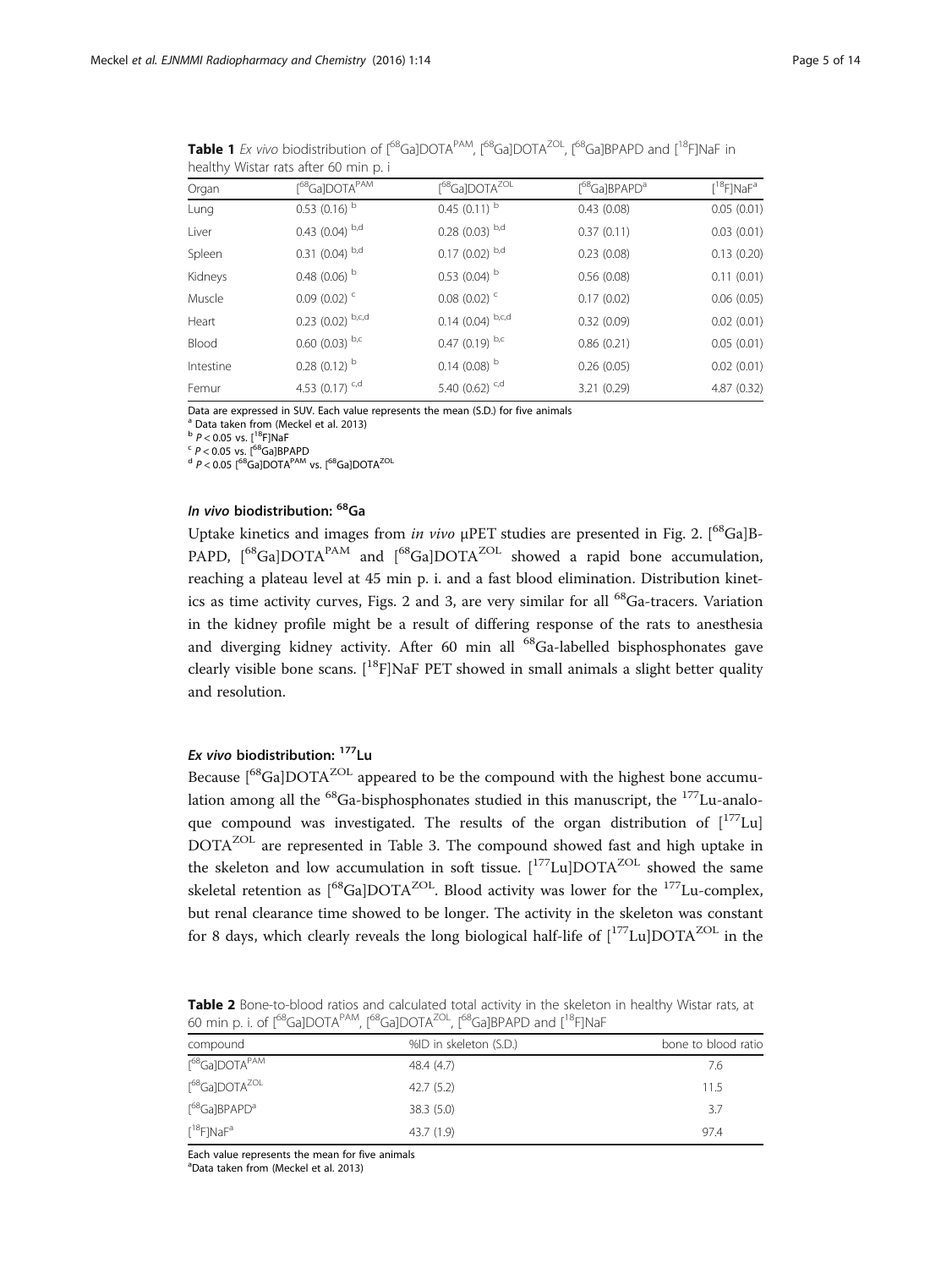**Table 1** *Ex vivo* biodistribution of [$^{68}$Ga]DOTA$^{PAM}$, [$^{68}$Ga]DOTA$^{ZOL}$, [$^{68}$Ga]BPAPD and [$^{18}$F]NaF in healthy Wistar rats after 60 min p. i

| Organ | [$^{68}$Ga]DOTA$^{PAM}$ | [$^{68}$Ga]DOTA$^{ZOL}$ | [$^{68}$Ga]BPAPD[a] | [$^{18}$F]NaF[a] |
|---|---|---|---|---|
| Lung | 0.53 (0.16) [b] | 0.45 (0.11) [b] | 0.43 (0.08) | 0.05 (0.01) |
| Liver | 0.43 (0.04) [b,d] | 0.28 (0.03) [b,d] | 0.37 (0.11) | 0.03 (0.01) |
| Spleen | 0.31 (0.04) [b,d] | 0.17 (0.02) [b,d] | 0.23 (0.08) | 0.13 (0.20) |
| Kidneys | 0.48 (0.06) [b] | 0.53 (0.04) [b] | 0.56 (0.08) | 0.11 (0.01) |
| Muscle | 0.09 (0.02) [c] | 0.08 (0.02) [c] | 0.17 (0.02) | 0.06 (0.05) |
| Heart | 0.23 (0.02) [b,c,d] | 0.14 (0.04) [b,c,d] | 0.32 (0.09) | 0.02 (0.01) |
| Blood | 0.60 (0.03) [b,c] | 0.47 (0.19) [b,c] | 0.86 (0.21) | 0.05 (0.01) |
| Intestine | 0.28 (0.12) [b] | 0.14 (0.08) [b] | 0.26 (0.05) | 0.02 (0.01) |
| Femur | 4.53 (0.17) [c,d] | 5.40 (0.62) [c,d] | 3.21 (0.29) | 4.87 (0.32) |

Data are expressed in SUV. Each value represents the mean (S.D.) for five animals
[a] Data taken from (Meckel et al. 2013)
[b] $P < 0.05$ vs. [$^{18}$F]NaF
[c] $P < 0.05$ vs. [$^{68}$Ga]BPAPD
[d] $P < 0.05$ [$^{68}$Ga]DOTA$^{PAM}$ vs. [$^{68}$Ga]DOTA$^{ZOL}$

### *In vivo* biodistribution: $^{68}$Ga

Uptake kinetics and images from *in vivo* μPET studies are presented in Fig. 2. [$^{68}$Ga]BPAPD, [$^{68}$Ga]DOTA$^{PAM}$ and [$^{68}$Ga]DOTA$^{ZOL}$ showed a rapid bone accumulation, reaching a plateau level at 45 min p. i. and a fast blood elimination. Distribution kinetics as time activity curves, Figs. 2 and 3, are very similar for all $^{68}$Ga-tracers. Variation in the kidney profile might be a result of differing response of the rats to anesthesia and diverging kidney activity. After 60 min all $^{68}$Ga-labelled bisphosphonates gave clearly visible bone scans. [$^{18}$F]NaF PET showed in small animals a slight better quality and resolution.

### *Ex vivo* biodistribution: $^{177}$Lu

Because [$^{68}$Ga]DOTA$^{ZOL}$ appeared to be the compound with the highest bone accumulation among all the $^{68}$Ga-bisphosphonates studied in this manuscript, the $^{177}$Lu-analoque compound was investigated. The results of the organ distribution of [$^{177}$Lu]DOTA$^{ZOL}$ are represented in Table 3. The compound showed fast and high uptake in the skeleton and low accumulation in soft tissue. [$^{177}$Lu]DOTA$^{ZOL}$ showed the same skeletal retention as [$^{68}$Ga]DOTA$^{ZOL}$. Blood activity was lower for the $^{177}$Lu-complex, but renal clearance time showed to be longer. The activity in the skeleton was constant for 8 days, which clearly reveals the long biological half-life of [$^{177}$Lu]DOTA$^{ZOL}$ in the

**Table 2** Bone-to-blood ratios and calculated total activity in the skeleton in healthy Wistar rats, at 60 min p. i. of [$^{68}$Ga]DOTA$^{PAM}$, [$^{68}$Ga]DOTA$^{ZOL}$, [$^{68}$Ga]BPAPD and [$^{18}$F]NaF

| compound | %ID in skeleton (S.D.) | bone to blood ratio |
|---|---|---|
| [$^{68}$Ga]DOTA$^{PAM}$ | 48.4 (4.7) | 7.6 |
| [$^{68}$Ga]DOTA$^{ZOL}$ | 42.7 (5.2) | 11.5 |
| [$^{68}$Ga]BPAPD[a] | 38.3 (5.0) | 3.7 |
| [$^{18}$F]NaF[a] | 43.7 (1.9) | 97.4 |

Each value represents the mean for five animals
[a] Data taken from (Meckel et al. 2013)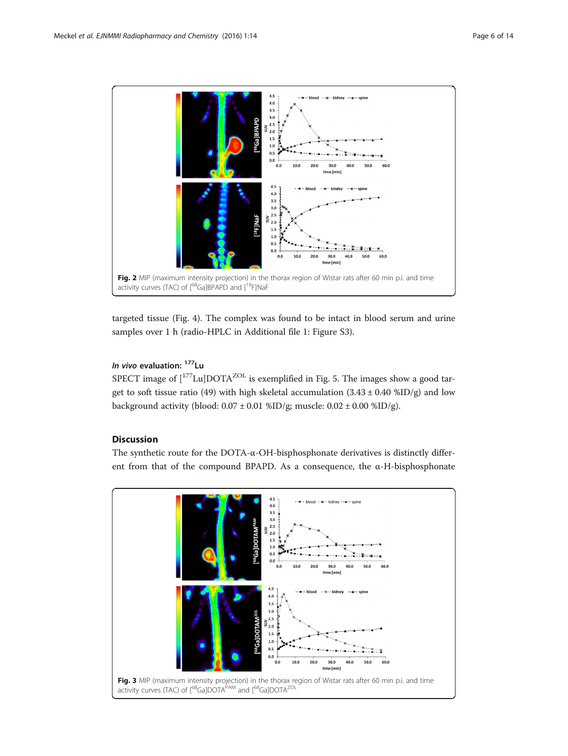Fig. 2 MIP (maximum intensity projection) in the thorax region of Wistar rats after 60 min p.i. and time activity curves (TAC) of [$^{68}$Ga]BPAPD and [$^{18}$F]NaF

targeted tissue (Fig. 4). The complex was found to be intact in blood serum and urine samples over 1 h (radio-HPLC in Additional file 1: Figure S3).

### *In vivo* evaluation: $^{177}$Lu

SPECT image of [$^{177}$Lu]DOTA$^{ZOL}$ is exemplified in Fig. 5. The images show a good target to soft tissue ratio (49) with high skeletal accumulation (3.43 ± 0.40 %ID/g) and low background activity (blood: 0.07 ± 0.01 %ID/g; muscle: 0.02 ± 0.00 %ID/g).

## Discussion

The synthetic route for the DOTA-α-OH-bisphosphonate derivatives is distinctly different from that of the compound BPAPD. As a consequence, the α-H-bisphosphonate

Fig. 3 MIP (maximum intensity projection) in the thorax region of Wistar rats after 60 min p.i. and time activity curves (TAC) of [$^{68}$Ga]DOTA$^{PAM}$ and [$^{68}$Ga]DOTA$^{ZOL}$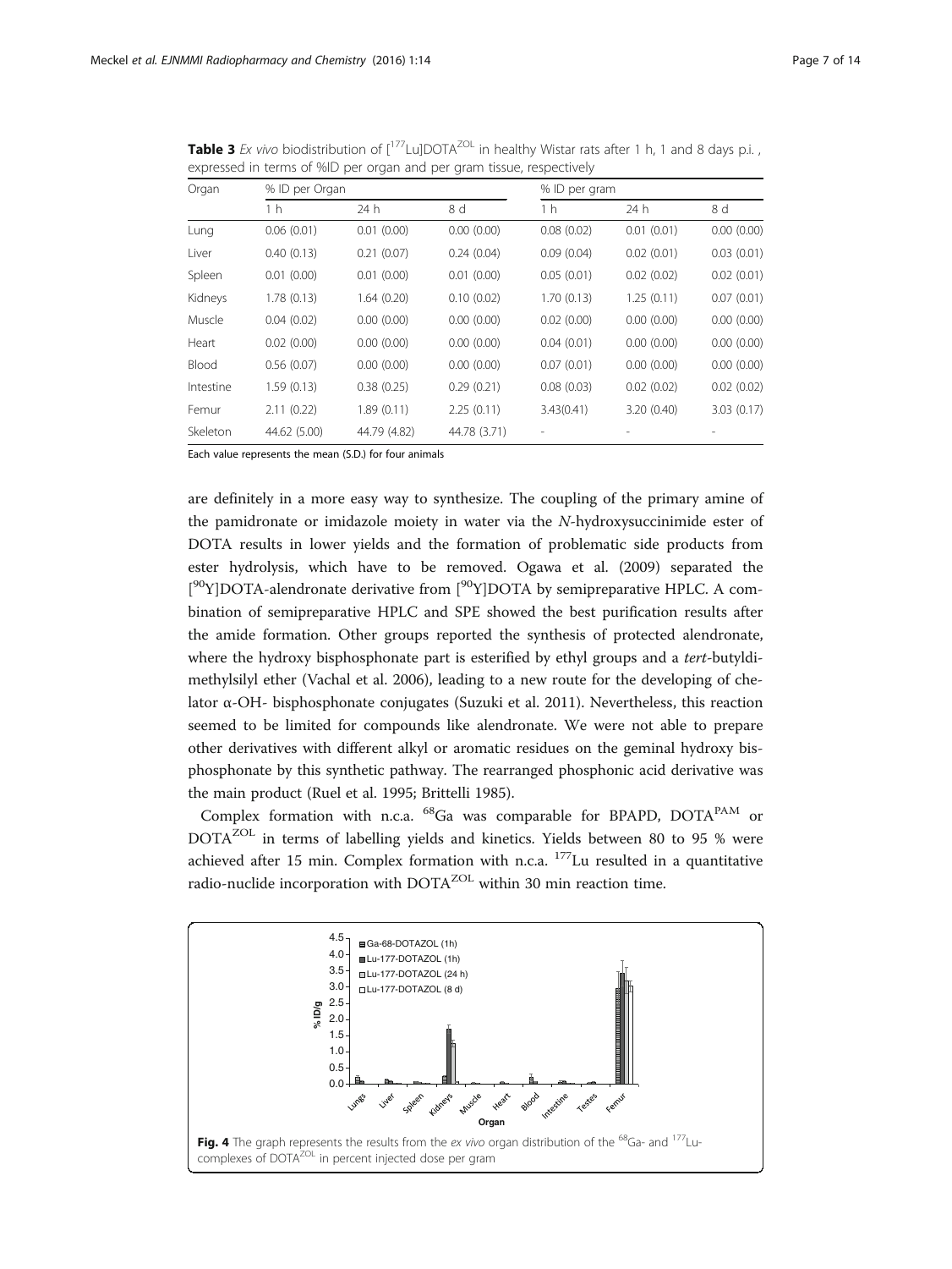**Table 3** *Ex vivo* biodistribution of [$^{177}$Lu]DOTA$^{ZOL}$ in healthy Wistar rats after 1 h, 1 and 8 days p.i., expressed in terms of %ID per organ and per gram tissue, respectively

| Organ | % ID per Organ | | | % ID per gram | | |
|---|---|---|---|---|---|---|
| | 1 h | 24 h | 8 d | 1 h | 24 h | 8 d |
| Lung | 0.06 (0.01) | 0.01 (0.00) | 0.00 (0.00) | 0.08 (0.02) | 0.01 (0.01) | 0.00 (0.00) |
| Liver | 0.40 (0.13) | 0.21 (0.07) | 0.24 (0.04) | 0.09 (0.04) | 0.02 (0.01) | 0.03 (0.01) |
| Spleen | 0.01 (0.00) | 0.01 (0.00) | 0.01 (0.00) | 0.05 (0.01) | 0.02 (0.02) | 0.02 (0.01) |
| Kidneys | 1.78 (0.13) | 1.64 (0.20) | 0.10 (0.02) | 1.70 (0.13) | 1.25 (0.11) | 0.07 (0.01) |
| Muscle | 0.04 (0.02) | 0.00 (0.00) | 0.00 (0.00) | 0.02 (0.00) | 0.00 (0.00) | 0.00 (0.00) |
| Heart | 0.02 (0.00) | 0.00 (0.00) | 0.00 (0.00) | 0.04 (0.01) | 0.00 (0.00) | 0.00 (0.00) |
| Blood | 0.56 (0.07) | 0.00 (0.00) | 0.00 (0.00) | 0.07 (0.01) | 0.00 (0.00) | 0.00 (0.00) |
| Intestine | 1.59 (0.13) | 0.38 (0.25) | 0.29 (0.21) | 0.08 (0.03) | 0.02 (0.02) | 0.02 (0.02) |
| Femur | 2.11 (0.22) | 1.89 (0.11) | 2.25 (0.11) | 3.43(0.41) | 3.20 (0.40) | 3.03 (0.17) |
| Skeleton | 44.62 (5.00) | 44.79 (4.82) | 44.78 (3.71) | - | - | - |

Each value represents the mean (S.D.) for four animals

are definitely in a more easy way to synthesize. The coupling of the primary amine of the pamidronate or imidazole moiety in water via the *N*-hydroxysuccinimide ester of DOTA results in lower yields and the formation of problematic side products from ester hydrolysis, which have to be removed. Ogawa et al. (2009) separated the [$^{90}$Y]DOTA-alendronate derivative from [$^{90}$Y]DOTA by semipreparative HPLC. A combination of semipreparative HPLC and SPE showed the best purification results after the amide formation. Other groups reported the synthesis of protected alendronate, where the hydroxy bisphosphonate part is esterified by ethyl groups and a *tert*-butyldimethylsilyl ether (Vachal et al. 2006), leading to a new route for the developing of chelator α-OH- bisphosphonate conjugates (Suzuki et al. 2011). Nevertheless, this reaction seemed to be limited for compounds like alendronate. We were not able to prepare other derivatives with different alkyl or aromatic residues on the geminal hydroxy bisphosphonate by this synthetic pathway. The rearranged phosphonic acid derivative was the main product (Ruel et al. 1995; Brittelli 1985).

Complex formation with n.c.a. $^{68}$Ga was comparable for BPAPD, DOTA$^{PAM}$ or DOTA$^{ZOL}$ in terms of labelling yields and kinetics. Yields between 80 to 95 % were achieved after 15 min. Complex formation with n.c.a. $^{177}$Lu resulted in a quantitative radio-nuclide incorporation with DOTA$^{ZOL}$ within 30 min reaction time.

**Fig. 4** The graph represents the results from the *ex vivo* organ distribution of the $^{68}$Ga- and $^{177}$Lu-complexes of DOTA$^{ZOL}$ in percent injected dose per gram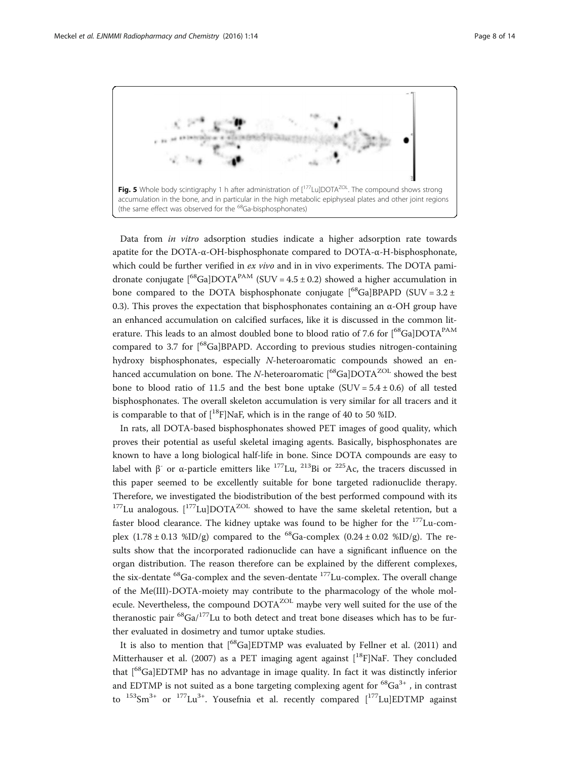**Fig. 5** Whole body scintigraphy 1 h after administration of [$^{177}$Lu]DOTA$^{ZOL}$. The compound shows strong accumulation in the bone, and in particular in the high metabolic epiphyseal plates and other joint regions (the same effect was observed for the $^{68}$Ga-bisphosphonates)

Data from *in vitro* adsorption studies indicate a higher adsorption rate towards apatite for the DOTA-α-OH-bisphosphonate compared to DOTA-α-H-bisphosphonate, which could be further verified in *ex vivo* and in in vivo experiments. The DOTA pamidronate conjugate [$^{68}$Ga]DOTA$^{PAM}$ (SUV = 4.5 ± 0.2) showed a higher accumulation in bone compared to the DOTA bisphosphonate conjugate [$^{68}$Ga]BPAPD (SUV = 3.2 ± 0.3). This proves the expectation that bisphosphonates containing an α-OH group have an enhanced accumulation on calcified surfaces, like it is discussed in the common literature. This leads to an almost doubled bone to blood ratio of 7.6 for [$^{68}$Ga]DOTA$^{PAM}$ compared to 3.7 for [$^{68}$Ga]BPAPD. According to previous studies nitrogen-containing hydroxy bisphosphonates, especially *N*-heteroaromatic compounds showed an enhanced accumulation on bone. The *N*-heteroaromatic [$^{68}$Ga]DOTA$^{ZOL}$ showed the best bone to blood ratio of 11.5 and the best bone uptake (SUV = 5.4 ± 0.6) of all tested bisphosphonates. The overall skeleton accumulation is very similar for all tracers and it is comparable to that of [$^{18}$F]NaF, which is in the range of 40 to 50 %ID.

In rats, all DOTA-based bisphosphonates showed PET images of good quality, which proves their potential as useful skeletal imaging agents. Basically, bisphosphonates are known to have a long biological half-life in bone. Since DOTA compounds are easy to label with β$^-$ or α-particle emitters like $^{177}$Lu, $^{213}$Bi or $^{225}$Ac, the tracers discussed in this paper seemed to be excellently suitable for bone targeted radionuclide therapy. Therefore, we investigated the biodistribution of the best performed compound with its $^{177}$Lu analogous. [$^{177}$Lu]DOTA$^{ZOL}$ showed to have the same skeletal retention, but a faster blood clearance. The kidney uptake was found to be higher for the $^{177}$Lu-complex (1.78 ± 0.13 %ID/g) compared to the $^{68}$Ga-complex (0.24 ± 0.02 %ID/g). The results show that the incorporated radionuclide can have a significant influence on the organ distribution. The reason therefore can be explained by the different complexes, the six-dentate $^{68}$Ga-complex and the seven-dentate $^{177}$Lu-complex. The overall change of the Me(III)-DOTA-moiety may contribute to the pharmacology of the whole molecule. Nevertheless, the compound DOTA$^{ZOL}$ maybe very well suited for the use of the theranostic pair $^{68}$Ga/$^{177}$Lu to both detect and treat bone diseases which has to be further evaluated in dosimetry and tumor uptake studies.

It is also to mention that [$^{68}$Ga]EDTMP was evaluated by Fellner et al. (2011) and Mitterhauser et al. (2007) as a PET imaging agent against [$^{18}$F]NaF. They concluded that [$^{68}$Ga]EDTMP has no advantage in image quality. In fact it was distinctly inferior and EDTMP is not suited as a bone targeting complexing agent for $^{68}Ga^{3+}$ , in contrast to $^{153}Sm^{3+}$ or $^{177}Lu^{3+}$. Yousefnia et al. recently compared [$^{177}$Lu]EDTMP against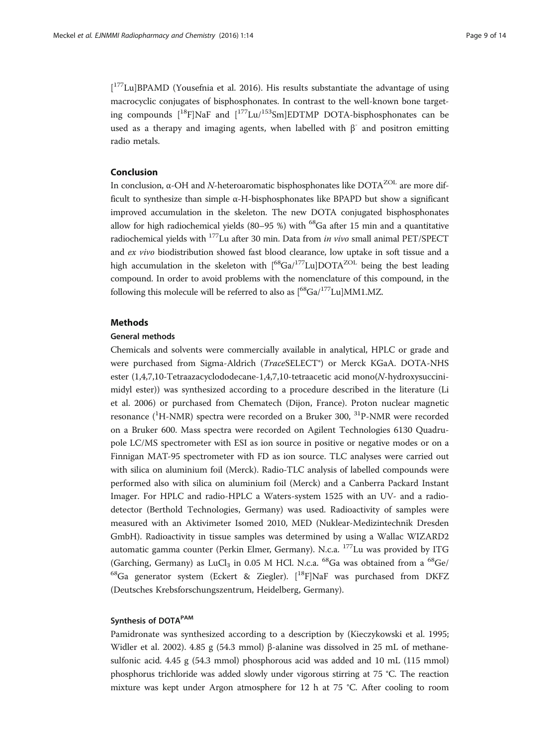[$^{177}$Lu]BPAMD (Yousefnia et al. 2016). His results substantiate the advantage of using macrocyclic conjugates of bisphosphonates. In contrast to the well-known bone targeting compounds [$^{18}$F]NaF and [$^{177}$Lu/$^{153}$Sm]EDTMP DOTA-bisphosphonates can be used as a therapy and imaging agents, when labelled with β$^{-}$ and positron emitting radio metals.

## Conclusion

In conclusion, α-OH and *N*-heteroaromatic bisphosphonates like DOTA$^{ZOL}$ are more difficult to synthesize than simple α-H-bisphosphonates like BPAPD but show a significant improved accumulation in the skeleton. The new DOTA conjugated bisphosphonates allow for high radiochemical yields (80–95 %) with $^{68}$Ga after 15 min and a quantitative radiochemical yields with $^{177}$Lu after 30 min. Data from *in vivo* small animal PET/SPECT and *ex vivo* biodistribution showed fast blood clearance, low uptake in soft tissue and a high accumulation in the skeleton with [$^{68}$Ga/$^{177}$Lu]DOTA$^{ZOL}$ being the best leading compound. In order to avoid problems with the nomenclature of this compound, in the following this molecule will be referred to also as [$^{68}$Ga/$^{177}$Lu]MM1.MZ.

## Methods

### General methods

Chemicals and solvents were commercially available in analytical, HPLC or grade and were purchased from Sigma-Aldrich (*Trace*SELECT®) or Merck KGaA. DOTA-NHS ester (1,4,7,10-Tetraazacyclododecane-1,4,7,10-tetraacetic acid mono(*N*-hydroxysuccinimidyl ester)) was synthesized according to a procedure described in the literature (Li et al. 2006) or purchased from Chematech (Dijon, France). Proton nuclear magnetic resonance ($^{1}$H-NMR) spectra were recorded on a Bruker 300, $^{31}$P-NMR were recorded on a Bruker 600. Mass spectra were recorded on Agilent Technologies 6130 Quadrupole LC/MS spectrometer with ESI as ion source in positive or negative modes or on a Finnigan MAT-95 spectrometer with FD as ion source. TLC analyses were carried out with silica on aluminium foil (Merck). Radio-TLC analysis of labelled compounds were performed also with silica on aluminium foil (Merck) and a Canberra Packard Instant Imager. For HPLC and radio-HPLC a Waters-system 1525 with an UV- and a radio-detector (Berthold Technologies, Germany) was used. Radioactivity of samples were measured with an Aktivimeter Isomed 2010, MED (Nuklear-Medizintechnik Dresden GmbH). Radioactivity in tissue samples was determined by using a Wallac WIZARD2 automatic gamma counter (Perkin Elmer, Germany). N.c.a. $^{177}$Lu was provided by ITG (Garching, Germany) as $LuCl_3$ in 0.05 M HCl. N.c.a. $^{68}$Ga was obtained from a $^{68}$Ge/$^{68}$Ga generator system (Eckert & Ziegler). [$^{18}$F]NaF was purchased from DKFZ (Deutsches Krebsforschungszentrum, Heidelberg, Germany).

### Synthesis of DOTA$^{PAM}$

Pamidronate was synthesized according to a description by (Kieczykowski et al. 1995; Widler et al. 2002). 4.85 g (54.3 mmol) β-alanine was dissolved in 25 mL of methanesulfonic acid. 4.45 g (54.3 mmol) phosphorous acid was added and 10 mL (115 mmol) phosphorus trichloride was added slowly under vigorous stirring at 75 °C. The reaction mixture was kept under Argon atmosphere for 12 h at 75 °C. After cooling to room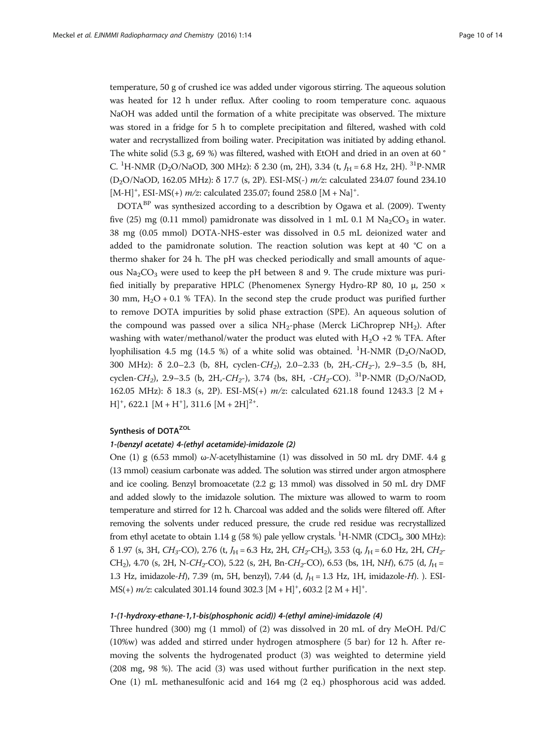temperature, 50 g of crushed ice was added under vigorous stirring. The aqueous solution was heated for 12 h under reflux. After cooling to room temperature conc. aquaous NaOH was added until the formation of a white precipitate was observed. The mixture was stored in a fridge for 5 h to complete precipitation and filtered, washed with cold water and recrystallized from boiling water. Precipitation was initiated by adding ethanol. The white solid (5.3 g, 69 %) was filtered, washed with EtOH and dried in an oven at 60 °C. $^1$H-NMR ($D_2O$/NaOD, 300 MHz): δ 2.30 (m, 2H), 3.34 (t, $J_H$ = 6.8 Hz, 2H). $^{31}$P-NMR ($D_2O$/NaOD, 162.05 MHz): δ 17.7 (s, 2P). ESI-MS(-) *m/z*: calculated 234.07 found 234.10 $[M\text{-}H]^+$, ESI-MS(+) *m/z*: calculated 235.07; found 258.0 $[M + Na]^+$.

DOTA$^{BP}$ was synthesized according to a describtion by Ogawa et al. (2009). Twenty five (25) mg (0.11 mmol) pamidronate was dissolved in 1 mL 0.1 M $Na_2CO_3$ in water. 38 mg (0.05 mmol) DOTA-NHS-ester was dissolved in 0.5 mL deionized water and added to the pamidronate solution. The reaction solution was kept at 40 °C on a thermo shaker for 24 h. The pH was checked periodically and small amounts of aqueous $Na_2CO_3$ were used to keep the pH between 8 and 9. The crude mixture was purified initially by preparative HPLC (Phenomenex Synergy Hydro-RP 80, 10 μ, 250 × 30 mm, $H_2O$ + 0.1 % TFA). In the second step the crude product was purified further to remove DOTA impurities by solid phase extraction (SPE). An aqueous solution of the compound was passed over a silica $NH_2$-phase (Merck LiChroprep $NH_2$). After washing with water/methanol/water the product was eluted with $H_2O$ +2 % TFA. After lyophilisation 4.5 mg (14.5 %) of a white solid was obtained. $^1$H-NMR ($D_2O$/NaOD, 300 MHz): δ 2.0–2.3 (b, 8H, cyclen-$CH_2$), 2.0–2.33 (b, 2H,-$CH_2$-), 2.9–3.5 (b, 8H, cyclen-$CH_2$), 2.9–3.5 (b, 2H,-$CH_2$-), 3.74 (bs, 8H, -$CH_2$-CO). $^{31}$P-NMR ($D_2O$/NaOD, 162.05 MHz): δ 18.3 (s, 2P). ESI-MS(+) *m/z*: calculated 621.18 found 1243.3 $[2\ M + H]^+$, 622.1 $[M + H^+]$, 311.6 $[M + 2H]^{2+}$.

## Synthesis of DOTA$^{ZOL}$

### *1-(benzyl acetate) 4-(ethyl acetamide)-imidazole (2)*

One (1) g (6.53 mmol) ω-*N*-acetylhistamine (1) was dissolved in 50 mL dry DMF. 4.4 g (13 mmol) ceasium carbonate was added. The solution was stirred under argon atmosphere and ice cooling. Benzyl bromoacetate (2.2 g; 13 mmol) was dissolved in 50 mL dry DMF and added slowly to the imidazole solution. The mixture was allowed to warm to room temperature and stirred for 12 h. Charcoal was added and the solids were filtered off. After removing the solvents under reduced pressure, the crude red residue was recrystallized from ethyl acetate to obtain 1.14 g (58 %) pale yellow crystals. $^1$H-NMR ($CDCl_3$, 300 MHz): δ 1.97 (s, 3H, $CH_3$-CO), 2.76 (t, $J_H$ = 6.3 Hz, 2H, $CH_2$-$CH_2$), 3.53 (q, $J_H$ = 6.0 Hz, 2H, $CH_2$-$CH_2$), 4.70 (s, 2H, N-$CH_2$-CO), 5.22 (s, 2H, Bn-$CH_2$-CO), 6.53 (bs, 1H, N*H*), 6.75 (d, $J_H$ = 1.3 Hz, imidazole-*H*), 7.39 (m, 5H, benzyl), 7.44 (d, $J_H$ = 1.3 Hz, 1H, imidazole-*H*). ). ESI-MS(+) *m/z*: calculated 301.14 found 302.3 $[M + H]^+$, 603.2 $[2\ M + H]^+$.

### *1-(1-hydroxy-ethane-1,1-bis(phosphonic acid)) 4-(ethyl amine)-imidazole (4)*

Three hundred (300) mg (1 mmol) of (2) was dissolved in 20 mL of dry MeOH. Pd/C (10%w) was added and stirred under hydrogen atmosphere (5 bar) for 12 h. After removing the solvents the hydrogenated product (3) was weighted to determine yield (208 mg, 98 %). The acid (3) was used without further purification in the next step. One (1) mL methanesulfonic acid and 164 mg (2 eq.) phosphorous acid was added.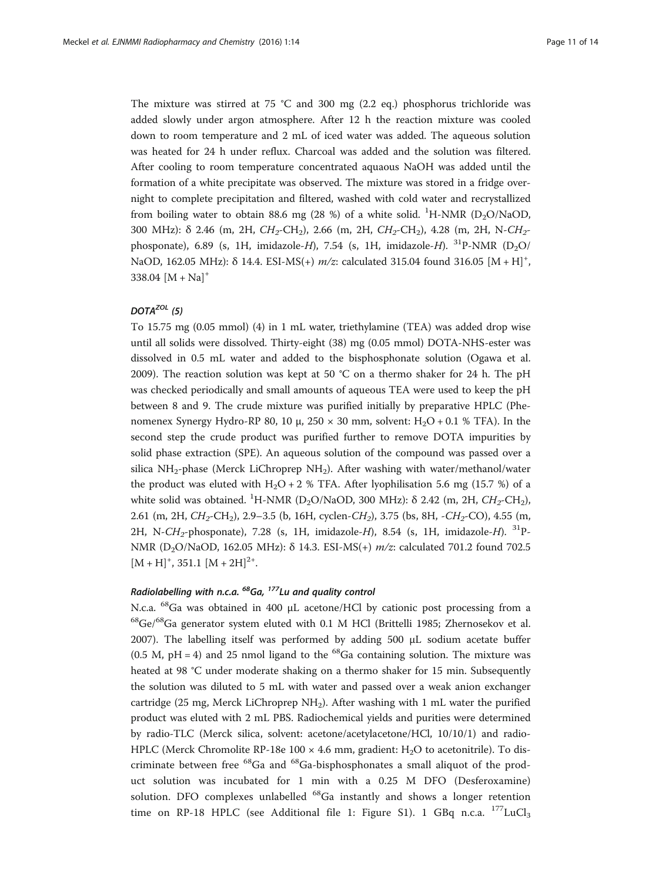The mixture was stirred at 75 °C and 300 mg (2.2 eq.) phosphorus trichloride was added slowly under argon atmosphere. After 12 h the reaction mixture was cooled down to room temperature and 2 mL of iced water was added. The aqueous solution was heated for 24 h under reflux. Charcoal was added and the solution was filtered. After cooling to room temperature concentrated aquaous NaOH was added until the formation of a white precipitate was observed. The mixture was stored in a fridge overnight to complete precipitation and filtered, washed with cold water and recrystallized from boiling water to obtain 88.6 mg (28 %) of a white solid. $^{1}$H-NMR ($D_2O$/NaOD, 300 MHz): δ 2.46 (m, 2H, *$CH_2$*-$CH_2$), 2.66 (m, 2H, *$CH_2$*-$CH_2$), 4.28 (m, 2H, N-*$CH_2$*-phosponate), 6.89 (s, 1H, imidazole-*H*), 7.54 (s, 1H, imidazole-*H*). $^{31}$P-NMR ($D_2O$/NaOD, 162.05 MHz): δ 14.4. ESI-MS(+) *m/z*: calculated 315.04 found 316.05 $[M + H]^+$, 338.04 $[M + Na]^+$

### DOTA$^{ZOL}$ (5)

To 15.75 mg (0.05 mmol) (4) in 1 mL water, triethylamine (TEA) was added drop wise until all solids were dissolved. Thirty-eight (38) mg (0.05 mmol) DOTA-NHS-ester was dissolved in 0.5 mL water and added to the bisphosphonate solution (Ogawa et al. 2009). The reaction solution was kept at 50 °C on a thermo shaker for 24 h. The pH was checked periodically and small amounts of aqueous TEA were used to keep the pH between 8 and 9. The crude mixture was purified initially by preparative HPLC (Phenomenex Synergy Hydro-RP 80, 10 μ, 250 × 30 mm, solvent: $H_2O$ + 0.1 % TFA). In the second step the crude product was purified further to remove DOTA impurities by solid phase extraction (SPE). An aqueous solution of the compound was passed over a silica $NH_2$-phase (Merck LiChroprep $NH_2$). After washing with water/methanol/water the product was eluted with $H_2O$ + 2 % TFA. After lyophilisation 5.6 mg (15.7 %) of a white solid was obtained. $^{1}$H-NMR ($D_2O$/NaOD, 300 MHz): δ 2.42 (m, 2H, *$CH_2$*-$CH_2$), 2.61 (m, 2H, *$CH_2$*-$CH_2$), 2.9–3.5 (b, 16H, cyclen-*$CH_2$*), 3.75 (bs, 8H, -*$CH_2$*-CO), 4.55 (m, 2H, N-*$CH_2$*-phosponate), 7.28 (s, 1H, imidazole-*H*), 8.54 (s, 1H, imidazole-*H*). $^{31}$P-NMR ($D_2O$/NaOD, 162.05 MHz): δ 14.3. ESI-MS(+) *m/z*: calculated 701.2 found 702.5 $[M + H]^+$, 351.1 $[M + 2H]^{2+}$.

### Radiolabelling with n.c.a. $^{68}$Ga, $^{177}$Lu and quality control

N.c.a. $^{68}$Ga was obtained in 400 μL acetone/HCl by cationic post processing from a $^{68}$Ge/$^{68}$Ga generator system eluted with 0.1 M HCl (Brittelli 1985; Zhernosekov et al. 2007). The labelling itself was performed by adding 500 μL sodium acetate buffer (0.5 M, pH = 4) and 25 nmol ligand to the $^{68}$Ga containing solution. The mixture was heated at 98 °C under moderate shaking on a thermo shaker for 15 min. Subsequently the solution was diluted to 5 mL with water and passed over a weak anion exchanger cartridge (25 mg, Merck LiChroprep $NH_2$). After washing with 1 mL water the purified product was eluted with 2 mL PBS. Radiochemical yields and purities were determined by radio-TLC (Merck silica, solvent: acetone/acetylacetone/HCl, 10/10/1) and radio-HPLC (Merck Chromolite RP-18e 100 × 4.6 mm, gradient: $H_2O$ to acetonitrile). To discriminate between free $^{68}$Ga and $^{68}$Ga-bisphosphonates a small aliquot of the product solution was incubated for 1 min with a 0.25 M DFO (Desferoxamine) solution. DFO complexes unlabelled $^{68}$Ga instantly and shows a longer retention time on RP-18 HPLC (see Additional file 1: Figure S1). 1 GBq n.c.a. $^{177}LuCl_3$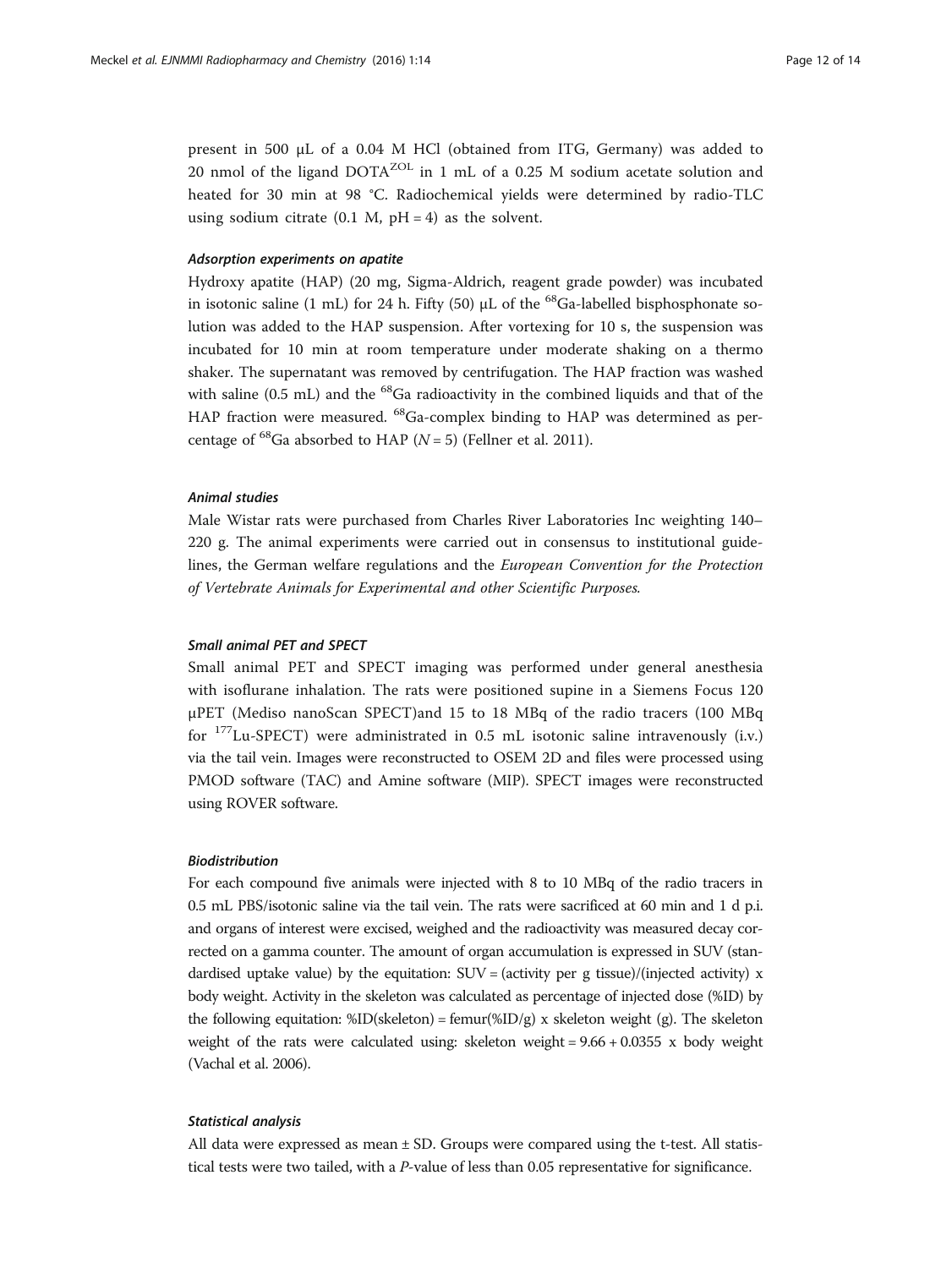present in 500 μL of a 0.04 M HCl (obtained from ITG, Germany) was added to 20 nmol of the ligand DOTA$^{ZOL}$ in 1 mL of a 0.25 M sodium acetate solution and heated for 30 min at 98 °C. Radiochemical yields were determined by radio-TLC using sodium citrate (0.1 M, pH = 4) as the solvent.

#### *Adsorption experiments on apatite*

Hydroxy apatite (HAP) (20 mg, Sigma-Aldrich, reagent grade powder) was incubated in isotonic saline (1 mL) for 24 h. Fifty (50) μL of the $^{68}$Ga-labelled bisphosphonate solution was added to the HAP suspension. After vortexing for 10 s, the suspension was incubated for 10 min at room temperature under moderate shaking on a thermo shaker. The supernatant was removed by centrifugation. The HAP fraction was washed with saline (0.5 mL) and the $^{68}$Ga radioactivity in the combined liquids and that of the HAP fraction were measured. $^{68}$Ga-complex binding to HAP was determined as percentage of $^{68}$Ga absorbed to HAP ($N = 5$) (Fellner et al. 2011).

#### *Animal studies*

Male Wistar rats were purchased from Charles River Laboratories Inc weighting 140–220 g. The animal experiments were carried out in consensus to institutional guidelines, the German welfare regulations and the *European Convention for the Protection of Vertebrate Animals for Experimental and other Scientific Purposes.*

#### *Small animal PET and SPECT*

Small animal PET and SPECT imaging was performed under general anesthesia with isoflurane inhalation. The rats were positioned supine in a Siemens Focus 120 μPET (Mediso nanoScan SPECT)and 15 to 18 MBq of the radio tracers (100 MBq for $^{177}$Lu-SPECT) were administrated in 0.5 mL isotonic saline intravenously (i.v.) via the tail vein. Images were reconstructed to OSEM 2D and files were processed using PMOD software (TAC) and Amine software (MIP). SPECT images were reconstructed using ROVER software.

#### *Biodistribution*

For each compound five animals were injected with 8 to 10 MBq of the radio tracers in 0.5 mL PBS/isotonic saline via the tail vein. The rats were sacrificed at 60 min and 1 d p.i. and organs of interest were excised, weighed and the radioactivity was measured decay corrected on a gamma counter. The amount of organ accumulation is expressed in SUV (standardised uptake value) by the equitation: SUV = (activity per g tissue)/(injected activity) x body weight. Activity in the skeleton was calculated as percentage of injected dose (%ID) by the following equitation: %ID(skeleton) = femur(%ID/g) x skeleton weight (g). The skeleton weight of the rats were calculated using: skeleton weight = 9.66 + 0.0355 x body weight (Vachal et al. 2006).

#### *Statistical analysis*

All data were expressed as mean ± SD. Groups were compared using the t-test. All statistical tests were two tailed, with a *P*-value of less than 0.05 representative for significance.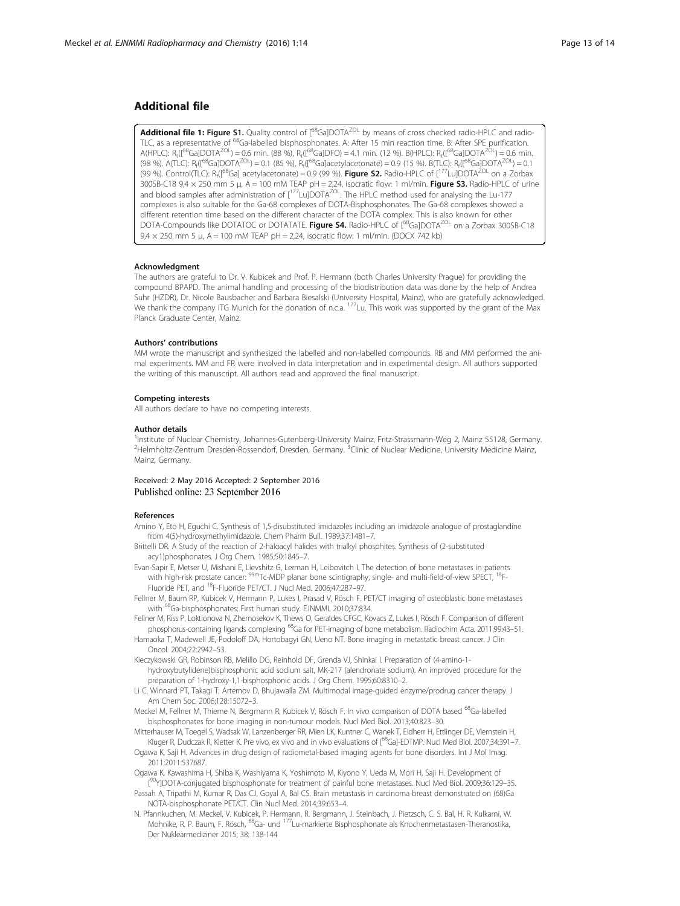## Additional file

**Additional file 1: Figure S1.** Quality control of [$^{68}$Ga]DOTA$^{ZOL}$ by means of cross checked radio-HPLC and radio-TLC, as a representative of $^{68}$Ga-labelled bisphosphonates. A: After 15 min reaction time. B: After SPE purification. A(HPLC): $R_t$([$^{68}$Ga]DOTA$^{ZOL}$) = 0.6 min. (88 %), $R_t$([$^{68}$Ga]DFO) = 4.1 min. (12 %). B(HPLC): $R_t$([$^{68}$Ga]DOTA$^{ZOL}$) = 0.6 min. (98 %). A(TLC): $R_f$([$^{68}$Ga]DOTA$^{ZOL}$) = 0.1 (85 %), $R_f$([$^{68}$Ga]acetylacetonate) = 0.9 (15 %). B(TLC): $R_f$([$^{68}$Ga]DOTA$^{ZOL}$) = 0.1 (99 %). Control(TLC): $R_f$([$^{68}$Ga] acetylacetonate) = 0.9 (99 %). **Figure S2.** Radio-HPLC of [$^{177}$Lu]DOTA$^{ZOL}$ on a Zorbax 300SB-C18 9,4 × 250 mm 5 μ, A = 100 mM TEAP pH = 2,24, isocratic flow: 1 ml/min. **Figure S3.** Radio-HPLC of urine and blood samples after administration of [$^{177}$Lu]DOTA$^{ZOL}$. The HPLC method used for analysing the Lu-177 complexes is also suitable for the Ga-68 complexes of DOTA-Bisphosphonates. The Ga-68 complexes showed a different retention time based on the different character of the DOTA complex. This is also known for other DOTA-Compounds like DOTATOC or DOTATATE. **Figure S4.** Radio-HPLC of [$^{68}$Ga]DOTA$^{ZOL}$ on a Zorbax 300SB-C18 9,4 × 250 mm 5 μ, A = 100 mM TEAP pH = 2,24, isocratic flow: 1 ml/min. (DOCX 742 kb)

#### Acknowledgment

The authors are grateful to Dr. V. Kubicek and Prof. P. Hermann (both Charles University Prague) for providing the compound BPAPD. The animal handling and processing of the biodistribution data was done by the help of Andrea Suhr (HZDR), Dr. Nicole Bausbacher and Barbara Biesalski (University Hospital, Mainz), who are gratefully acknowledged. We thank the company ITG Munich for the donation of n.c.a. $^{177}$Lu. This work was supported by the grant of the Max Planck Graduate Center, Mainz.

#### Authors' contributions

MM wrote the manuscript and synthesized the labelled and non-labelled compounds. RB and MM performed the animal experiments. MM and FR were involved in data interpretation and in experimental design. All authors supported the writing of this manuscript. All authors read and approved the final manuscript.

#### Competing interests

All authors declare to have no competing interests.

#### Author details

[1]Institute of Nuclear Chemistry, Johannes-Gutenberg-University Mainz, Fritz-Strassmann-Weg 2, Mainz 55128, Germany. [2]Helmholtz-Zentrum Dresden-Rossendorf, Dresden, Germany. [3]Clinic of Nuclear Medicine, University Medicine Mainz, Mainz, Germany.

Received: 2 May 2016 Accepted: 2 September 2016
Published online: 23 September 2016

#### References

Amino Y, Eto H, Eguchi C. Synthesis of 1,5-disubstituted imidazoles including an imidazole analogue of prostaglandine from 4(5)-hydroxymethylimidazole. Chem Pharm Bull. 1989;37:1481–7.

Brittelli DR. A Study of the reaction of 2-haloacyl halides with trialkyl phosphites. Synthesis of (2-substituted acy1)phosphonates. J Org Chem. 1985;50:1845–7.

Evan-Sapir E, Metser U, Mishani E, Lievshitz G, Lerman H, Leibovitch I. The detection of bone metastases in patients with high-risk prostate cancer: $^{99m}$Tc-MDP planar bone scintigraphy, single- and multi-field-of-view SPECT, $^{18}$F-Fluoride PET, and $^{18}$F-Fluoride PET/CT. J Nucl Med. 2006;47:287–97.

Fellner M, Baum RP, Kubicek V, Hermann P, Lukes I, Prasad V, Rösch F. PET/CT imaging of osteoblastic bone metastases with $^{68}$Ga-bisphosphonates: First human study. EJNMMI. 2010;37:834.

Fellner M, Riss P, Loktionova N, Zhernosekov K, Thews O, Geraldes CFGC, Kovacs Z, Lukes I, Rösch F. Comparison of different phosphorus-containing ligands complexing $^{68}$Ga for PET-imaging of bone metabolism. Radiochim Acta. 2011;99:43–51.

Hamaoka T, Madewell JE, Podoloff DA, Hortobagyi GN, Ueno NT. Bone imaging in metastatic breast cancer. J Clin Oncol. 2004;22:2942–53.

Kieczykowski GR, Robinson RB, Melillo DG, Reinhold DF, Grenda VJ, Shinkai I. Preparation of (4-amino-1-hydroxybutylidene)bisphosphonic acid sodium salt, MK-217 (alendronate sodium). An improved procedure for the preparation of 1-hydroxy-1,1-bisphosphonic acids. J Org Chem. 1995;60:8310–2.

Li C, Winnard PT, Takagi T, Artemov D, Bhujawalla ZM. Multimodal image-guided enzyme/prodrug cancer therapy. J Am Chem Soc. 2006;128:15072–3.

Meckel M, Fellner M, Thieme N, Bergmann R, Kubicek V, Rösch F. In vivo comparison of DOTA based $^{68}$Ga-labelled bisphosphonates for bone imaging in non-tumour models. Nucl Med Biol. 2013;40:823–30.

Mitterhauser M, Toegel S, Wadsak W, Lanzenberger RR, Mien LK, Kuntner C, Wanek T, Eidherr H, Ettlinger DE, Viernstein H, Kluger R, Dudczak R, Kletter K. Pre vivo, ex vivo and in vivo evaluations of [$^{68}$Ga]-EDTMP. Nucl Med Biol. 2007;34:391–7.

Ogawa K, Saji H. Advances in drug design of radiometal-based imaging agents for bone disorders. Int J Mol Imag. 2011;2011:537687.

Ogawa K, Kawashima H, Shiba K, Washiyama K, Yoshimoto M, Kiyono Y, Ueda M, Mori H, Saji H. Development of [$^{90}$Y]DOTA-conjugated bisphosphonate for treatment of painful bone metastases. Nucl Med Biol. 2009;36:129–35.

Passah A, Tripathi M, Kumar R, Das CJ, Goyal A, Bal CS. Brain metastasis in carcinoma breast demonstrated on (68)Ga NOTA-bisphosphonate PET/CT. Clin Nucl Med. 2014;39:653–4.

N. Pfannkuchen, M. Meckel, V. Kubicek, P. Hermann, R. Bergmann, J. Steinbach, J. Pietzsch, C. S. Bal, H. R. Kulkarni, W. Mohnike, R. P. Baum, F. Rösch, $^{68}$Ga- und $^{177}$Lu-markierte Bisphosphonate als Knochenmetastasen-Theranostika, Der Nuklearmediziner 2015; 38: 138-144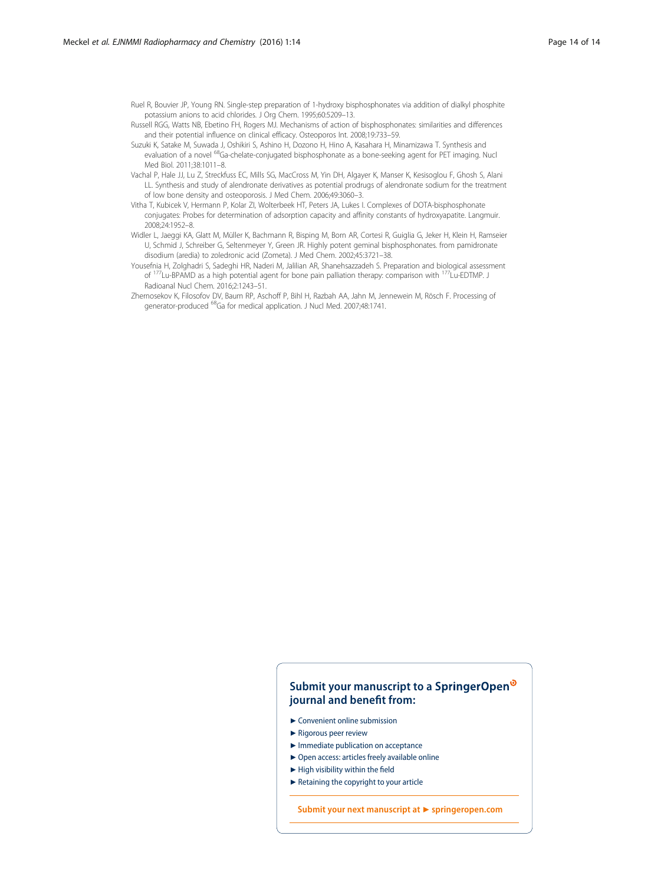Ruel R, Bouvier JP, Young RN. Single-step preparation of 1-hydroxy bisphosphonates via addition of dialkyl phosphite potassium anions to acid chlorides. J Org Chem. 1995;60:5209–13.

Russell RGG, Watts NB, Ebetino FH, Rogers MJ. Mechanisms of action of bisphosphonates: similarities and differences and their potential influence on clinical efficacy. Osteoporos Int. 2008;19:733–59.

Suzuki K, Satake M, Suwada J, Oshikiri S, Ashino H, Dozono H, Hino A, Kasahara H, Minamizawa T. Synthesis and evaluation of a novel $^{68}$Ga-chelate-conjugated bisphosphonate as a bone-seeking agent for PET imaging. Nucl Med Biol. 2011;38:1011–8.

Vachal P, Hale JJ, Lu Z, Streckfuss EC, Mills SG, MacCross M, Yin DH, Algayer K, Manser K, Kesisoglou F, Ghosh S, Alani LL. Synthesis and study of alendronate derivatives as potential prodrugs of alendronate sodium for the treatment of low bone density and osteoporosis. J Med Chem. 2006;49:3060–3.

Vitha T, Kubicek V, Hermann P, Kolar ZI, Wolterbeek HT, Peters JA, Lukes I. Complexes of DOTA-bisphosphonate conjugates: Probes for determination of adsorption capacity and affinity constants of hydroxyapatite. Langmuir. 2008;24:1952–8.

Widler L, Jaeggi KA, Glatt M, Müller K, Bachmann R, Bisping M, Born AR, Cortesi R, Guiglia G, Jeker H, Klein H, Ramseier U, Schmid J, Schreiber G, Seltenmeyer Y, Green JR. Highly potent geminal bisphosphonates. from pamidronate disodium (aredia) to zoledronic acid (Zometa). J Med Chem. 2002;45:3721–38.

Yousefnia H, Zolghadri S, Sadeghi HR, Naderi M, Jalilian AR, Shanehsazzadeh S. Preparation and biological assessment of $^{177}$Lu-BPAMD as a high potential agent for bone pain palliation therapy: comparison with $^{177}$Lu-EDTMP. J Radioanal Nucl Chem. 2016;2:1243–51.

Zhernosekov K, Filosofov DV, Baum RP, Aschoff P, Bihl H, Razbah AA, Jahn M, Jennewein M, Rösch F. Processing of generator-produced $^{68}$Ga for medical application. J Nucl Med. 2007;48:1741.

**Submit your manuscript to a SpringerOpen journal and benefit from:**

- ► Convenient online submission
- ► Rigorous peer review
- ► Immediate publication on acceptance
- ► Open access: articles freely available online
- ► High visibility within the field
- ► Retaining the copyright to your article

**Submit your next manuscript at ► springeropen.com**